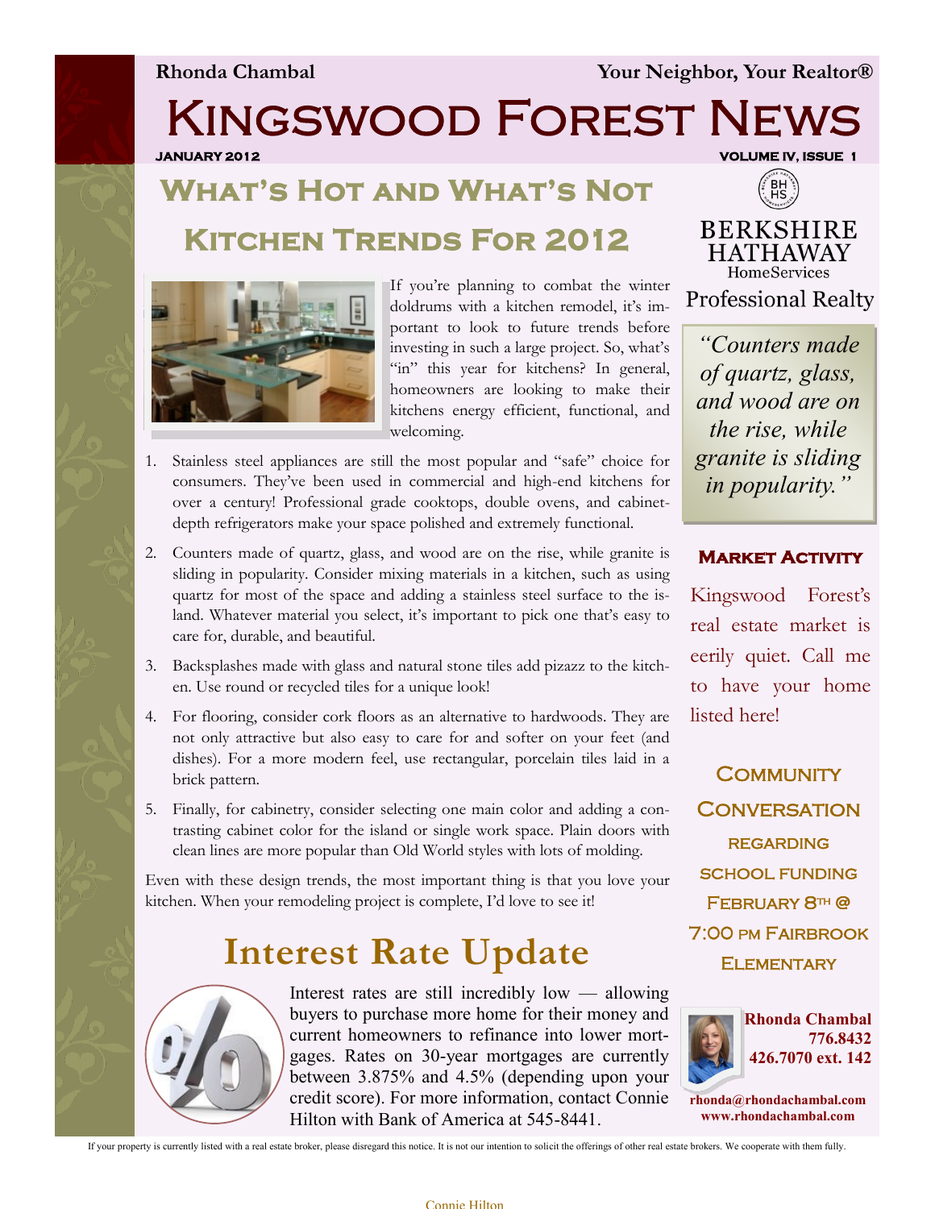**Rhonda Chambal** **Your Neighbor, Your Realtor®**

# Kingswood Forest News

**JANUARY 2012** **VOLUME IV, ISSUE 1**

## What's Hot and What's Not Kitchen Trends For 2012

If you're planning to combat the winter doldrums with a kitchen remodel, it's important to look to future trends before investing in such a large project. So, what's "in" this year for kitchens? In general, homeowners are looking to make their kitchens energy efficient, functional, and welcoming.

1. Stainless steel appliances are still the most popular and "safe" choice for consumers. They've been used in commercial and high-end kitchens for over a century! Professional grade cooktops, double ovens, and cabinet-depth refrigerators make your space polished and extremely functional.
2. Counters made of quartz, glass, and wood are on the rise, while granite is sliding in popularity. Consider mixing materials in a kitchen, such as using quartz for most of the space and adding a stainless steel surface to the island. Whatever material you select, it's important to pick one that's easy to care for, durable, and beautiful.
3. Backsplashes made with glass and natural stone tiles add pizazz to the kitchen. Use round or recycled tiles for a unique look!
4. For flooring, consider cork floors as an alternative to hardwoods. They are not only attractive but also easy to care for and softer on your feet (and dishes). For a more modern feel, use rectangular, porcelain tiles laid in a brick pattern.
5. Finally, for cabinetry, consider selecting one main color and adding a contrasting cabinet color for the island or single work space. Plain doors with clean lines are more popular than Old World styles with lots of molding.

Even with these design trends, the most important thing is that you love your kitchen. When your remodeling project is complete, I'd love to see it!

## Interest Rate Update

Interest rates are still incredibly low — allowing buyers to purchase more home for their money and current homeowners to refinance into lower mortgages. Rates on 30-year mortgages are currently between 3.875% and 4.5% (depending upon your credit score). For more information, contact Connie Hilton with Bank of America at 545-8441.

BERKSHIRE HATHAWAY HomeServices
Professional Realty

*"Counters made of quartz, glass, and wood are on the rise, while granite is sliding in popularity."*

### Market Activity

Kingswood Forest's real estate market is eerily quiet. Call me to have your home listed here!

### Community Conversation regarding school funding February 8th @ 7:00 pm Fairbrook Elementary

**Rhonda Chambal**
**776.8432**
**426.7070 ext. 142**

**rhonda@rhondachambal.com**
**www.rhondachambal.com**

If your property is currently listed with a real estate broker, please disregard this notice. It is not our intention to solicit the offerings of other real estate brokers. We cooperate with them fully.

Connie Hilton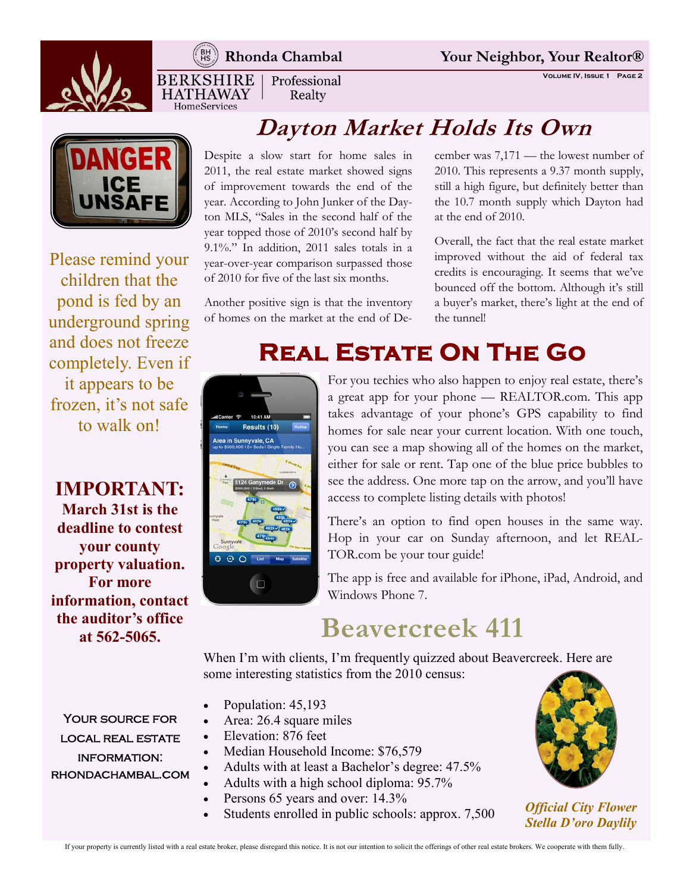# Dayton Market Holds Its Own

Despite a slow start for home sales in 2011, the real estate market showed signs of improvement towards the end of the year. According to John Junker of the Dayton MLS, "Sales in the second half of the year topped those of 2010's second half by 9.1%." In addition, 2011 sales totals in a year-over-year comparison surpassed those of 2010 for five of the last six months.

Another positive sign is that the inventory of homes on the market at the end of December was 7,171 — the lowest number of 2010. This represents a 9.37 month supply, still a high figure, but definitely better than the 10.7 month supply which Dayton had at the end of 2010.

Overall, the fact that the real estate market improved without the aid of federal tax credits is encouraging. It seems that we've bounced off the bottom. Although it's still a buyer's market, there's light at the end of the tunnel!

Please remind your children that the pond is fed by an underground spring and does not freeze completely. Even if it appears to be frozen, it's not safe to walk on!

**IMPORTANT: March 31st is the deadline to contest your county property valuation. For more information, contact the auditor's office at 562-5065.**

# Real Estate On The Go

For you techies who also happen to enjoy real estate, there's a great app for your phone — REALTOR.com. This app takes advantage of your phone's GPS capability to find homes for sale near your current location. With one touch, you can see a map showing all of the homes on the market, either for sale or rent. Tap one of the blue price bubbles to see the address. One more tap on the arrow, and you'll have access to complete listing details with photos!

There's an option to find open houses in the same way. Hop in your car on Sunday afternoon, and let REALTOR.com be your tour guide!

The app is free and available for iPhone, iPad, Android, and Windows Phone 7.

# Beavercreek 411

When I'm with clients, I'm frequently quizzed about Beavercreek. Here are some interesting statistics from the 2010 census:

- Population: 45,193
- Area: 26.4 square miles
- Elevation: 876 feet
- Median Household Income: $76,579
- Adults with at least a Bachelor's degree: 47.5%
- Adults with a high school diploma: 95.7%
- Persons 65 years and over: 14.3%
- Students enrolled in public schools: approx. 7,500

*Official City Flower*
*Stella D'oro Daylily*

Your source for local real estate information: rhondachambal.com

If your property is currently listed with a real estate broker, please disregard this notice. It is not our intention to solicit the offerings of other real estate brokers. We cooperate with them fully.